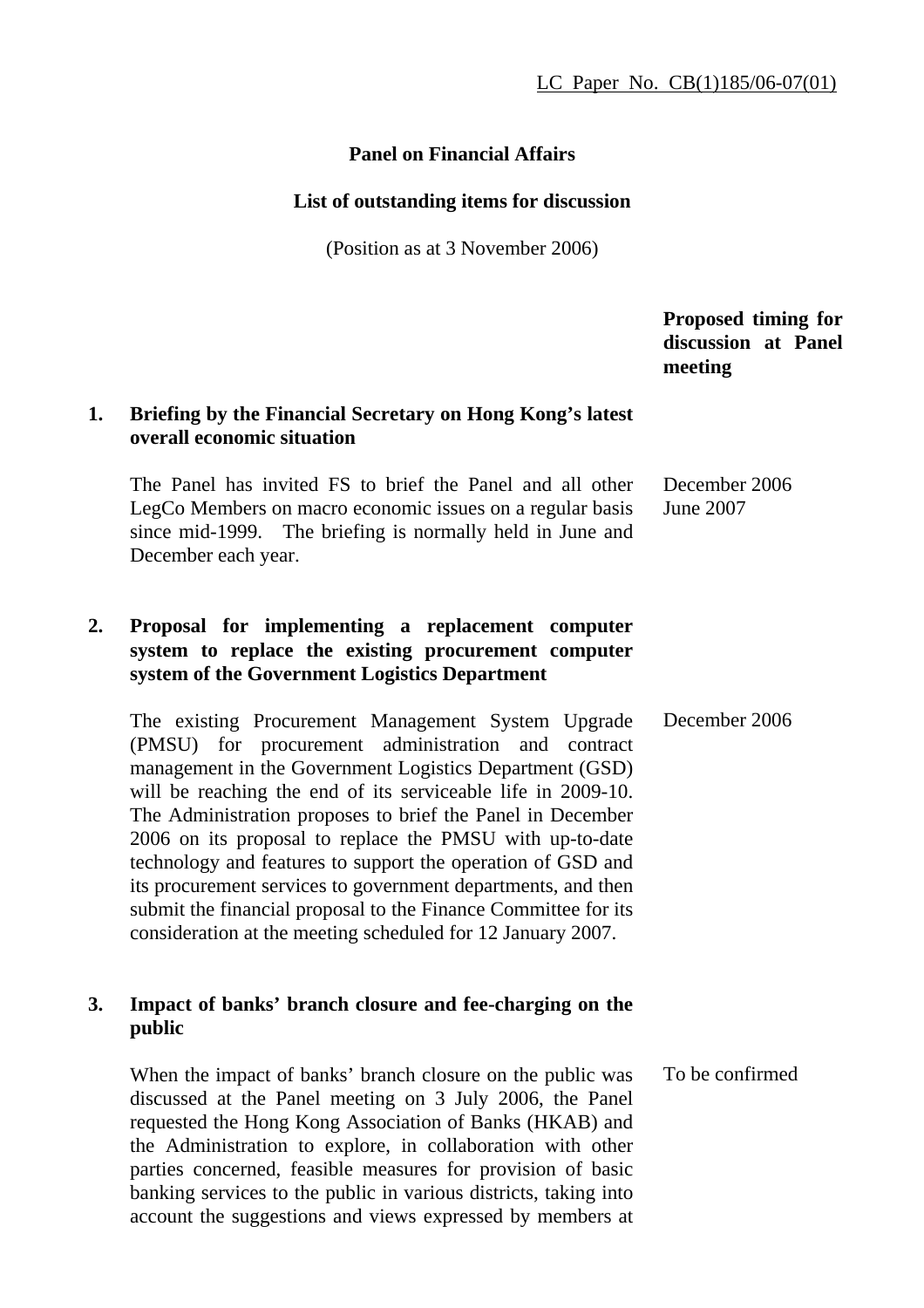LC Paper No. CB(1)185/06-07(01)

**Panel on Financial Affairs**

**List of outstanding items for discussion**

(Position as at 3 November 2006)

| | | Proposed timing for discussion at Panel meeting |
|---|---|---|
| **1.** | **Briefing by the Financial Secretary on Hong Kong's latest overall economic situation** | |
| | The Panel has invited FS to brief the Panel and all other LegCo Members on macro economic issues on a regular basis since mid-1999. The briefing is normally held in June and December each year. | December 2006<br>June 2007 |
| **2.** | **Proposal for implementing a replacement computer system to replace the existing procurement computer system of the Government Logistics Department** | |
| | The existing Procurement Management System Upgrade (PMSU) for procurement administration and contract management in the Government Logistics Department (GSD) will be reaching the end of its serviceable life in 2009-10. The Administration proposes to brief the Panel in December 2006 on its proposal to replace the PMSU with up-to-date technology and features to support the operation of GSD and its procurement services to government departments, and then submit the financial proposal to the Finance Committee for its consideration at the meeting scheduled for 12 January 2007. | December 2006 |
| **3.** | **Impact of banks' branch closure and fee-charging on the public** | |
| | When the impact of banks' branch closure on the public was discussed at the Panel meeting on 3 July 2006, the Panel requested the Hong Kong Association of Banks (HKAB) and the Administration to explore, in collaboration with other parties concerned, feasible measures for provision of basic banking services to the public in various districts, taking into account the suggestions and views expressed by members at | To be confirmed |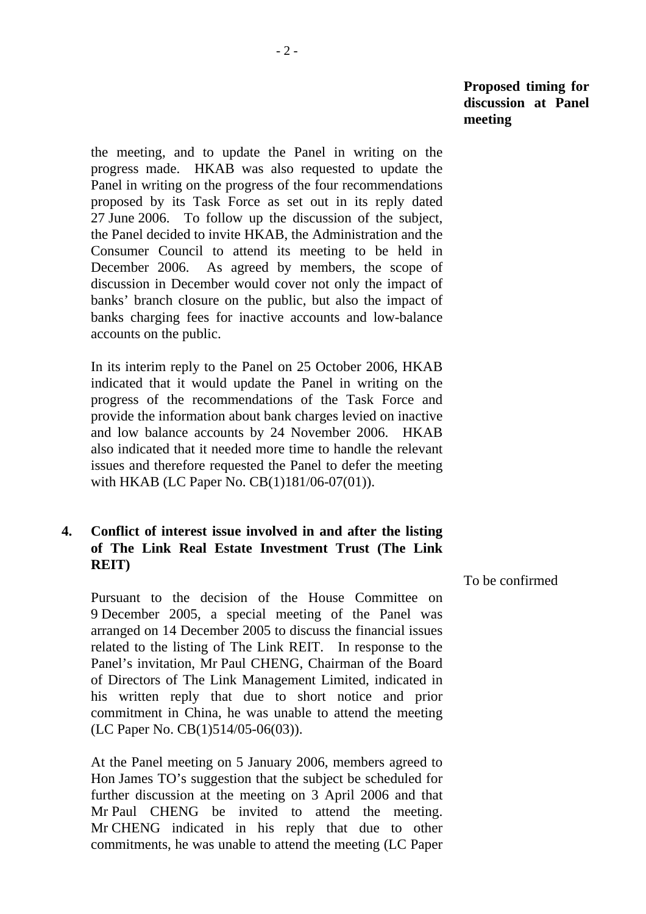**Proposed timing for discussion at Panel meeting**

the meeting, and to update the Panel in writing on the progress made. HKAB was also requested to update the Panel in writing on the progress of the four recommendations proposed by its Task Force as set out in its reply dated 27 June 2006. To follow up the discussion of the subject, the Panel decided to invite HKAB, the Administration and the Consumer Council to attend its meeting to be held in December 2006. As agreed by members, the scope of discussion in December would cover not only the impact of banks' branch closure on the public, but also the impact of banks charging fees for inactive accounts and low-balance accounts on the public.

In its interim reply to the Panel on 25 October 2006, HKAB indicated that it would update the Panel in writing on the progress of the recommendations of the Task Force and provide the information about bank charges levied on inactive and low balance accounts by 24 November 2006. HKAB also indicated that it needed more time to handle the relevant issues and therefore requested the Panel to defer the meeting with HKAB (LC Paper No. CB(1)181/06-07(01)).

**4. Conflict of interest issue involved in and after the listing of The Link Real Estate Investment Trust (The Link REIT)**

To be confirmed

Pursuant to the decision of the House Committee on 9 December 2005, a special meeting of the Panel was arranged on 14 December 2005 to discuss the financial issues related to the listing of The Link REIT. In response to the Panel's invitation, Mr Paul CHENG, Chairman of the Board of Directors of The Link Management Limited, indicated in his written reply that due to short notice and prior commitment in China, he was unable to attend the meeting (LC Paper No. CB(1)514/05-06(03)).

At the Panel meeting on 5 January 2006, members agreed to Hon James TO's suggestion that the subject be scheduled for further discussion at the meeting on 3 April 2006 and that Mr Paul CHENG be invited to attend the meeting. Mr CHENG indicated in his reply that due to other commitments, he was unable to attend the meeting (LC Paper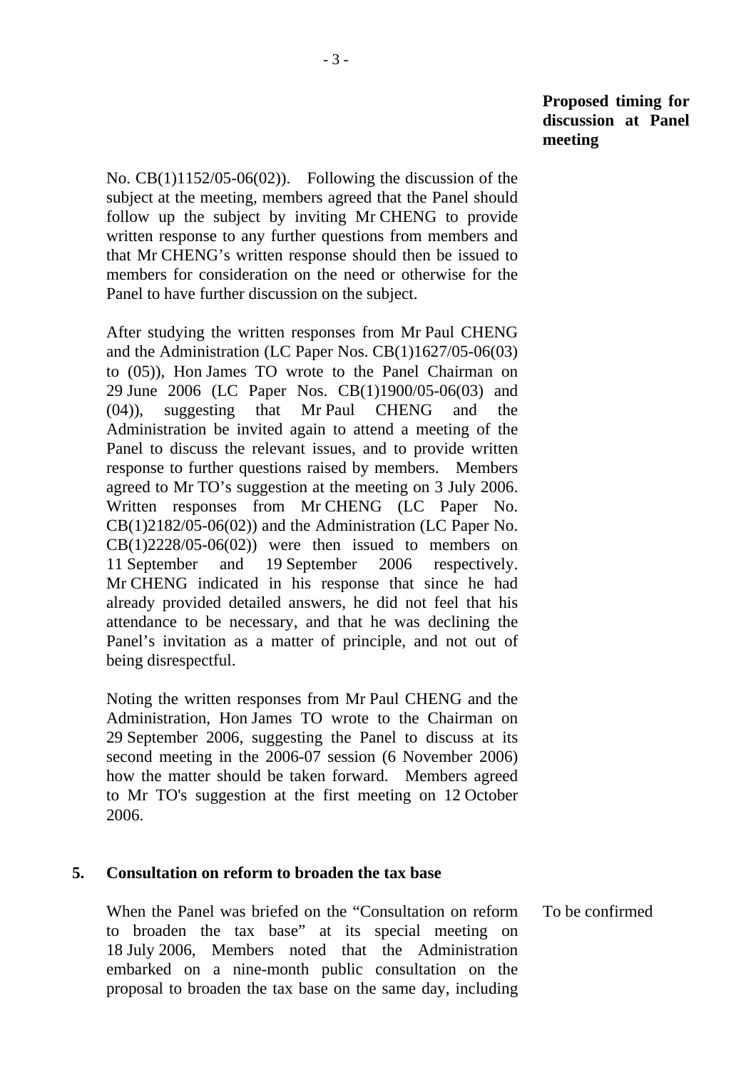**Proposed timing for discussion at Panel meeting**

No. CB(1)1152/05-06(02)). Following the discussion of the subject at the meeting, members agreed that the Panel should follow up the subject by inviting Mr CHENG to provide written response to any further questions from members and that Mr CHENG's written response should then be issued to members for consideration on the need or otherwise for the Panel to have further discussion on the subject.

After studying the written responses from Mr Paul CHENG and the Administration (LC Paper Nos. CB(1)1627/05-06(03) to (05)), Hon James TO wrote to the Panel Chairman on 29 June 2006 (LC Paper Nos. CB(1)1900/05-06(03) and (04)), suggesting that Mr Paul CHENG and the Administration be invited again to attend a meeting of the Panel to discuss the relevant issues, and to provide written response to further questions raised by members. Members agreed to Mr TO's suggestion at the meeting on 3 July 2006. Written responses from Mr CHENG (LC Paper No. CB(1)2182/05-06(02)) and the Administration (LC Paper No. CB(1)2228/05-06(02)) were then issued to members on 11 September and 19 September 2006 respectively. Mr CHENG indicated in his response that since he had already provided detailed answers, he did not feel that his attendance to be necessary, and that he was declining the Panel's invitation as a matter of principle, and not out of being disrespectful.

Noting the written responses from Mr Paul CHENG and the Administration, Hon James TO wrote to the Chairman on 29 September 2006, suggesting the Panel to discuss at its second meeting in the 2006-07 session (6 November 2006) how the matter should be taken forward. Members agreed to Mr TO's suggestion at the first meeting on 12 October 2006.

**5. Consultation on reform to broaden the tax base**

When the Panel was briefed on the "Consultation on reform to broaden the tax base" at its special meeting on 18 July 2006, Members noted that the Administration embarked on a nine-month public consultation on the proposal to broaden the tax base on the same day, including

To be confirmed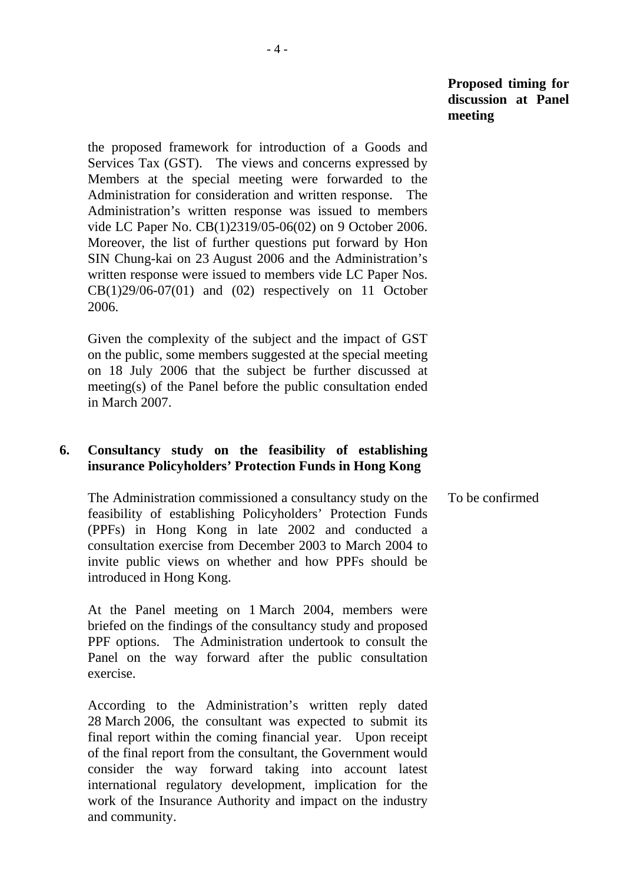**Proposed timing for discussion at Panel meeting**

the proposed framework for introduction of a Goods and Services Tax (GST). The views and concerns expressed by Members at the special meeting were forwarded to the Administration for consideration and written response. The Administration's written response was issued to members vide LC Paper No. CB(1)2319/05-06(02) on 9 October 2006. Moreover, the list of further questions put forward by Hon SIN Chung-kai on 23 August 2006 and the Administration's written response were issued to members vide LC Paper Nos. CB(1)29/06-07(01) and (02) respectively on 11 October 2006.

Given the complexity of the subject and the impact of GST on the public, some members suggested at the special meeting on 18 July 2006 that the subject be further discussed at meeting(s) of the Panel before the public consultation ended in March 2007.

**6. Consultancy study on the feasibility of establishing insurance Policyholders' Protection Funds in Hong Kong**

The Administration commissioned a consultancy study on the feasibility of establishing Policyholders' Protection Funds (PPFs) in Hong Kong in late 2002 and conducted a consultation exercise from December 2003 to March 2004 to invite public views on whether and how PPFs should be introduced in Hong Kong.

*Proposed timing:* To be confirmed

At the Panel meeting on 1 March 2004, members were briefed on the findings of the consultancy study and proposed PPF options. The Administration undertook to consult the Panel on the way forward after the public consultation exercise.

According to the Administration's written reply dated 28 March 2006, the consultant was expected to submit its final report within the coming financial year. Upon receipt of the final report from the consultant, the Government would consider the way forward taking into account latest international regulatory development, implication for the work of the Insurance Authority and impact on the industry and community.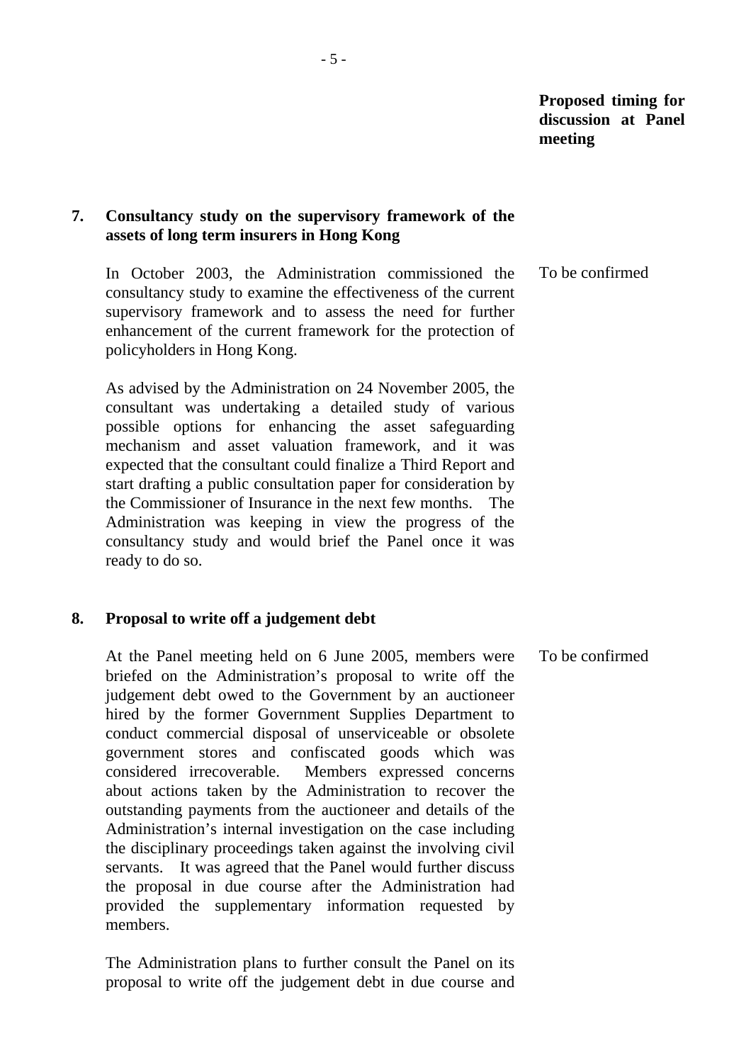**Proposed timing for discussion at Panel meeting**

**7. Consultancy study on the supervisory framework of the assets of long term insurers in Hong Kong**

In October 2003, the Administration commissioned the consultancy study to examine the effectiveness of the current supervisory framework and to assess the need for further enhancement of the current framework for the protection of policyholders in Hong Kong.

To be confirmed

As advised by the Administration on 24 November 2005, the consultant was undertaking a detailed study of various possible options for enhancing the asset safeguarding mechanism and asset valuation framework, and it was expected that the consultant could finalize a Third Report and start drafting a public consultation paper for consideration by the Commissioner of Insurance in the next few months. The Administration was keeping in view the progress of the consultancy study and would brief the Panel once it was ready to do so.

**8. Proposal to write off a judgement debt**

At the Panel meeting held on 6 June 2005, members were briefed on the Administration's proposal to write off the judgement debt owed to the Government by an auctioneer hired by the former Government Supplies Department to conduct commercial disposal of unserviceable or obsolete government stores and confiscated goods which was considered irrecoverable. Members expressed concerns about actions taken by the Administration to recover the outstanding payments from the auctioneer and details of the Administration's internal investigation on the case including the disciplinary proceedings taken against the involving civil servants. It was agreed that the Panel would further discuss the proposal in due course after the Administration had provided the supplementary information requested by members.

To be confirmed

The Administration plans to further consult the Panel on its proposal to write off the judgement debt in due course and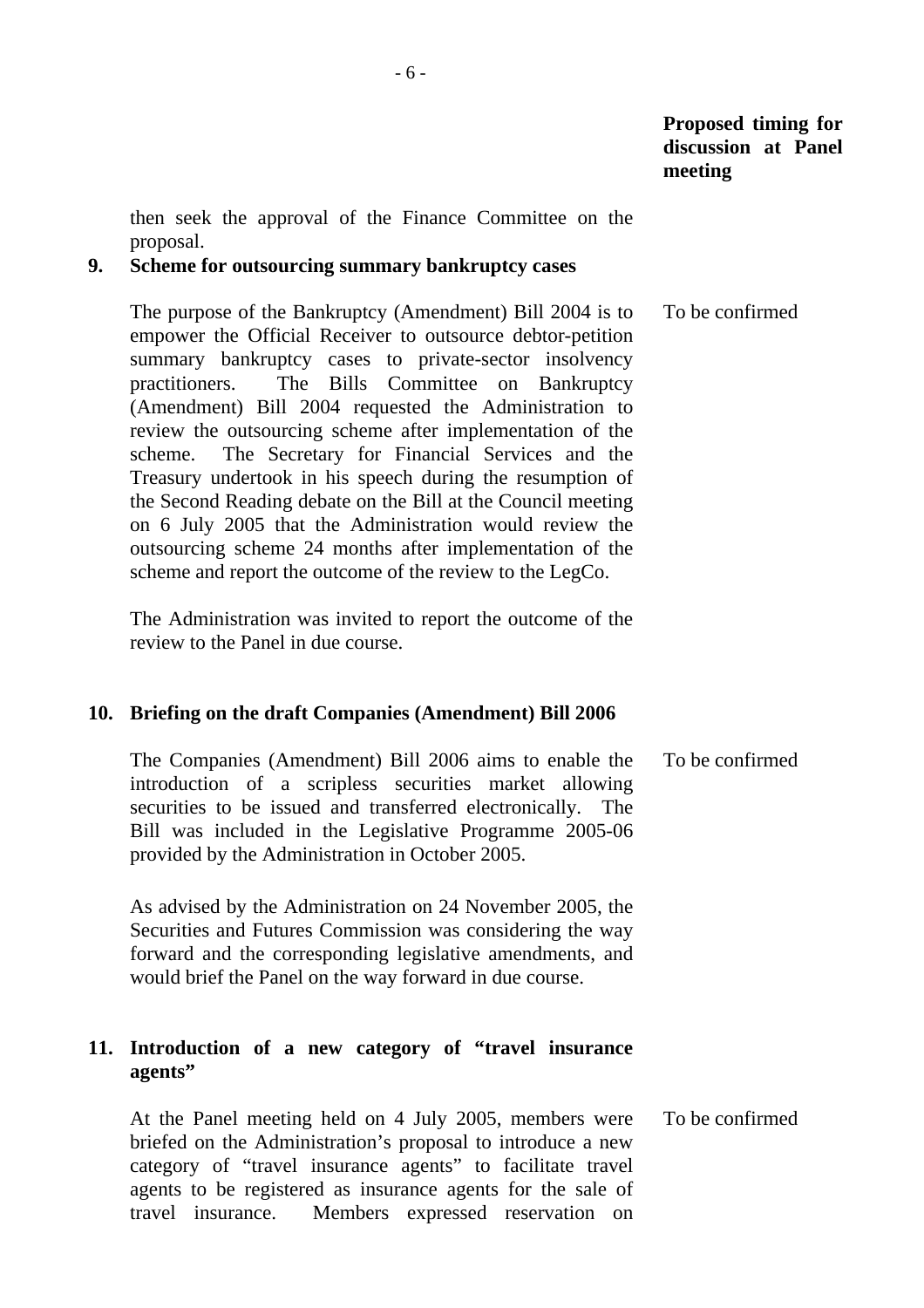| | Proposed timing for discussion at Panel meeting |
|---|---|
| then seek the approval of the Finance Committee on the proposal. | |
| **9. Scheme for outsourcing summary bankruptcy cases** | |
| The purpose of the Bankruptcy (Amendment) Bill 2004 is to empower the Official Receiver to outsource debtor-petition summary bankruptcy cases to private-sector insolvency practitioners. The Bills Committee on Bankruptcy (Amendment) Bill 2004 requested the Administration to review the outsourcing scheme after implementation of the scheme. The Secretary for Financial Services and the Treasury undertook in his speech during the resumption of the Second Reading debate on the Bill at the Council meeting on 6 July 2005 that the Administration would review the outsourcing scheme 24 months after implementation of the scheme and report the outcome of the review to the LegCo. | To be confirmed |
| The Administration was invited to report the outcome of the review to the Panel in due course. | |
| **10. Briefing on the draft Companies (Amendment) Bill 2006** | |
| The Companies (Amendment) Bill 2006 aims to enable the introduction of a scripless securities market allowing securities to be issued and transferred electronically. The Bill was included in the Legislative Programme 2005-06 provided by the Administration in October 2005. | To be confirmed |
| As advised by the Administration on 24 November 2005, the Securities and Futures Commission was considering the way forward and the corresponding legislative amendments, and would brief the Panel on the way forward in due course. | |
| **11. Introduction of a new category of "travel insurance agents"** | |
| At the Panel meeting held on 4 July 2005, members were briefed on the Administration's proposal to introduce a new category of "travel insurance agents" to facilitate travel agents to be registered as insurance agents for the sale of travel insurance. Members expressed reservation on | To be confirmed |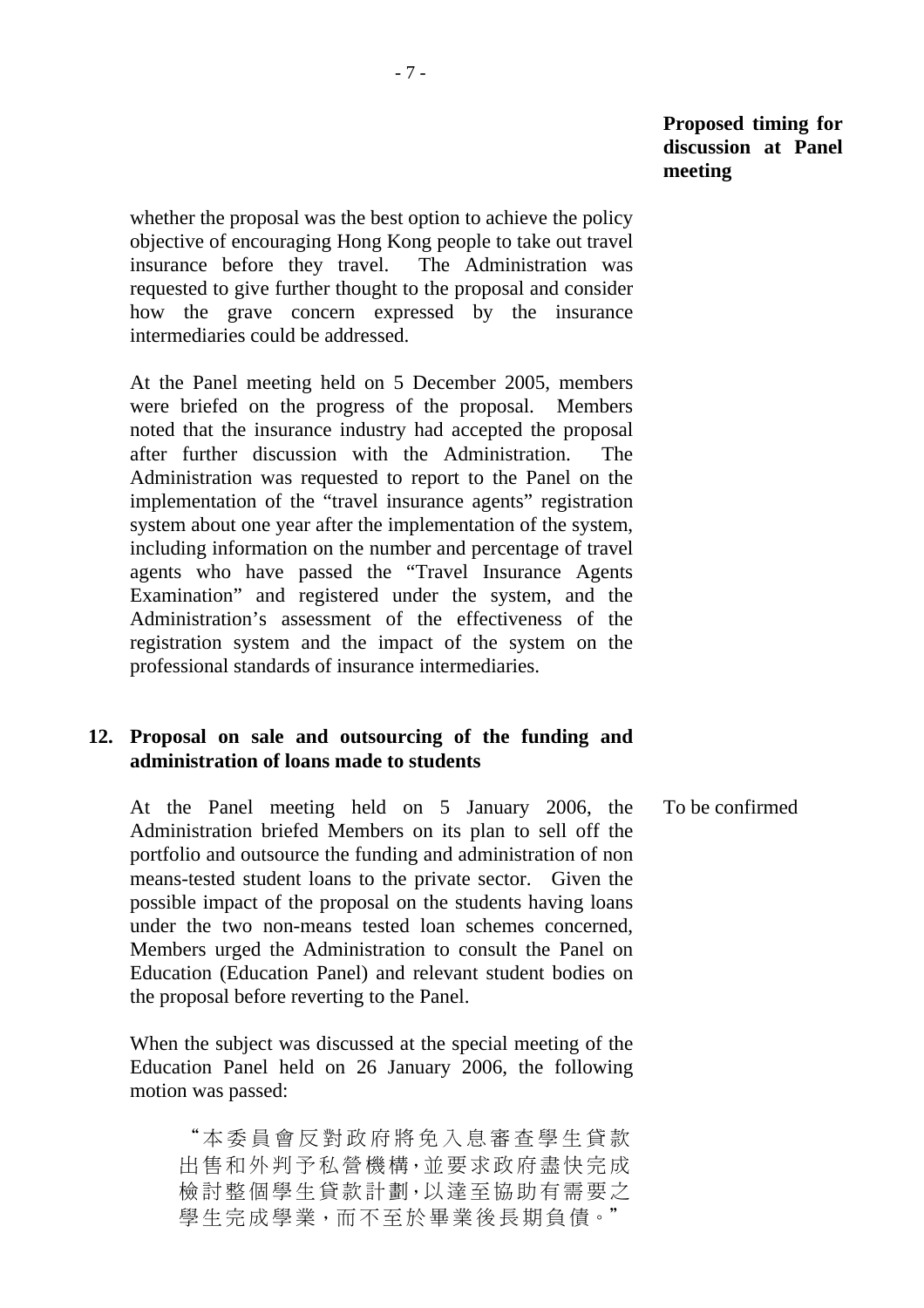**Proposed timing for discussion at Panel meeting**

whether the proposal was the best option to achieve the policy objective of encouraging Hong Kong people to take out travel insurance before they travel. The Administration was requested to give further thought to the proposal and consider how the grave concern expressed by the insurance intermediaries could be addressed.

At the Panel meeting held on 5 December 2005, members were briefed on the progress of the proposal. Members noted that the insurance industry had accepted the proposal after further discussion with the Administration. The Administration was requested to report to the Panel on the implementation of the "travel insurance agents" registration system about one year after the implementation of the system, including information on the number and percentage of travel agents who have passed the "Travel Insurance Agents Examination" and registered under the system, and the Administration's assessment of the effectiveness of the registration system and the impact of the system on the professional standards of insurance intermediaries.

**12. Proposal on sale and outsourcing of the funding and administration of loans made to students**

At the Panel meeting held on 5 January 2006, the Administration briefed Members on its plan to sell off the portfolio and outsource the funding and administration of non means-tested student loans to the private sector. Given the possible impact of the proposal on the students having loans under the two non-means tested loan schemes concerned, Members urged the Administration to consult the Panel on Education (Education Panel) and relevant student bodies on the proposal before reverting to the Panel.

To be confirmed

When the subject was discussed at the special meeting of the Education Panel held on 26 January 2006, the following motion was passed:

> "本委員會反對政府將免入息審查學生貸款出售和外判予私營機構，並要求政府盡快完成檢討整個學生貸款計劃，以達至協助有需要之學生完成學業，而不至於畢業後長期負債。"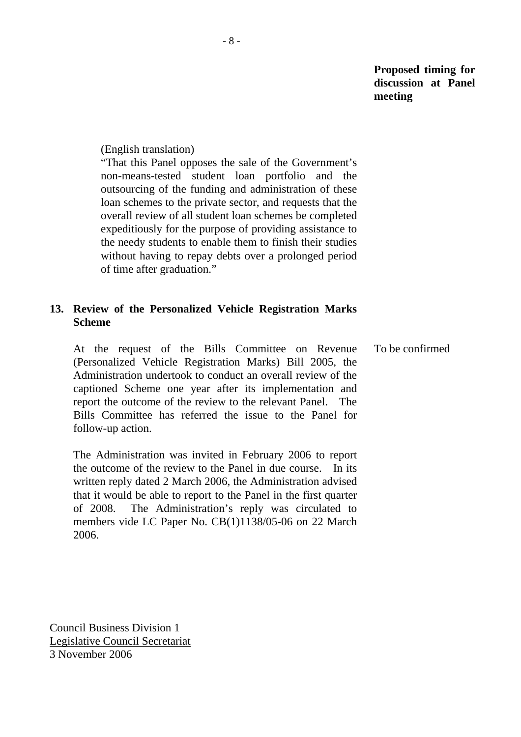**Proposed timing for discussion at Panel meeting**

(English translation)

"That this Panel opposes the sale of the Government's non-means-tested student loan portfolio and the outsourcing of the funding and administration of these loan schemes to the private sector, and requests that the overall review of all student loan schemes be completed expeditiously for the purpose of providing assistance to the needy students to enable them to finish their studies without having to repay debts over a prolonged period of time after graduation."

**13. Review of the Personalized Vehicle Registration Marks Scheme**

At the request of the Bills Committee on Revenue (Personalized Vehicle Registration Marks) Bill 2005, the Administration undertook to conduct an overall review of the captioned Scheme one year after its implementation and report the outcome of the review to the relevant Panel. The Bills Committee has referred the issue to the Panel for follow-up action. — To be confirmed

The Administration was invited in February 2006 to report the outcome of the review to the Panel in due course. In its written reply dated 2 March 2006, the Administration advised that it would be able to report to the Panel in the first quarter of 2008. The Administration's reply was circulated to members vide LC Paper No. CB(1)1138/05-06 on 22 March 2006.

Council Business Division 1
Legislative Council Secretariat
3 November 2006